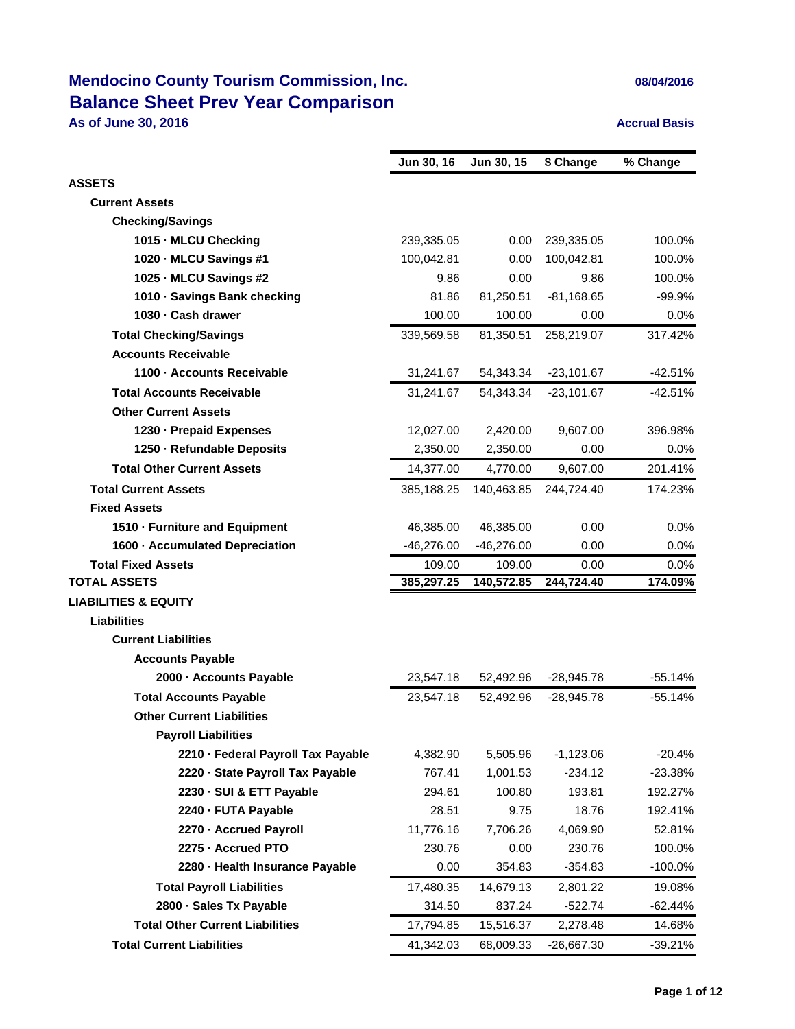# Mendocino County Tourism Commission, Inc.

## Balance Sheet Prev Year Comparison

**As of June 30, 2016**

08/04/2016

Accrual Basis

| | Jun 30, 16 | Jun 30, 15 | $ Change | % Change |
|---|---|---|---|---|
| **ASSETS** | | | | |
| **Current Assets** | | | | |
| **Checking/Savings** | | | | |
| **1015 · MLCU Checking** | 239,335.05 | 0.00 | 239,335.05 | 100.0% |
| **1020 · MLCU Savings #1** | 100,042.81 | 0.00 | 100,042.81 | 100.0% |
| **1025 · MLCU Savings #2** | 9.86 | 0.00 | 9.86 | 100.0% |
| **1010 · Savings Bank checking** | 81.86 | 81,250.51 | -81,168.65 | -99.9% |
| **1030 · Cash drawer** | 100.00 | 100.00 | 0.00 | 0.0% |
| **Total Checking/Savings** | 339,569.58 | 81,350.51 | 258,219.07 | 317.42% |
| **Accounts Receivable** | | | | |
| **1100 · Accounts Receivable** | 31,241.67 | 54,343.34 | -23,101.67 | -42.51% |
| **Total Accounts Receivable** | 31,241.67 | 54,343.34 | -23,101.67 | -42.51% |
| **Other Current Assets** | | | | |
| **1230 · Prepaid Expenses** | 12,027.00 | 2,420.00 | 9,607.00 | 396.98% |
| **1250 · Refundable Deposits** | 2,350.00 | 2,350.00 | 0.00 | 0.0% |
| **Total Other Current Assets** | 14,377.00 | 4,770.00 | 9,607.00 | 201.41% |
| **Total Current Assets** | 385,188.25 | 140,463.85 | 244,724.40 | 174.23% |
| **Fixed Assets** | | | | |
| **1510 · Furniture and Equipment** | 46,385.00 | 46,385.00 | 0.00 | 0.0% |
| **1600 · Accumulated Depreciation** | -46,276.00 | -46,276.00 | 0.00 | 0.0% |
| **Total Fixed Assets** | 109.00 | 109.00 | 0.00 | 0.0% |
| **TOTAL ASSETS** | **385,297.25** | **140,572.85** | **244,724.40** | **174.09%** |
| **LIABILITIES & EQUITY** | | | | |
| **Liabilities** | | | | |
| **Current Liabilities** | | | | |
| **Accounts Payable** | | | | |
| **2000 · Accounts Payable** | 23,547.18 | 52,492.96 | -28,945.78 | -55.14% |
| **Total Accounts Payable** | 23,547.18 | 52,492.96 | -28,945.78 | -55.14% |
| **Other Current Liabilities** | | | | |
| **Payroll Liabilities** | | | | |
| **2210 · Federal Payroll Tax Payable** | 4,382.90 | 5,505.96 | -1,123.06 | -20.4% |
| **2220 · State Payroll Tax Payable** | 767.41 | 1,001.53 | -234.12 | -23.38% |
| **2230 · SUI & ETT Payable** | 294.61 | 100.80 | 193.81 | 192.27% |
| **2240 · FUTA Payable** | 28.51 | 9.75 | 18.76 | 192.41% |
| **2270 · Accrued Payroll** | 11,776.16 | 7,706.26 | 4,069.90 | 52.81% |
| **2275 · Accrued PTO** | 230.76 | 0.00 | 230.76 | 100.0% |
| **2280 · Health Insurance Payable** | 0.00 | 354.83 | -354.83 | -100.0% |
| **Total Payroll Liabilities** | 17,480.35 | 14,679.13 | 2,801.22 | 19.08% |
| **2800 · Sales Tx Payable** | 314.50 | 837.24 | -522.74 | -62.44% |
| **Total Other Current Liabilities** | 17,794.85 | 15,516.37 | 2,278.48 | 14.68% |
| **Total Current Liabilities** | 41,342.03 | 68,009.33 | -26,667.30 | -39.21% |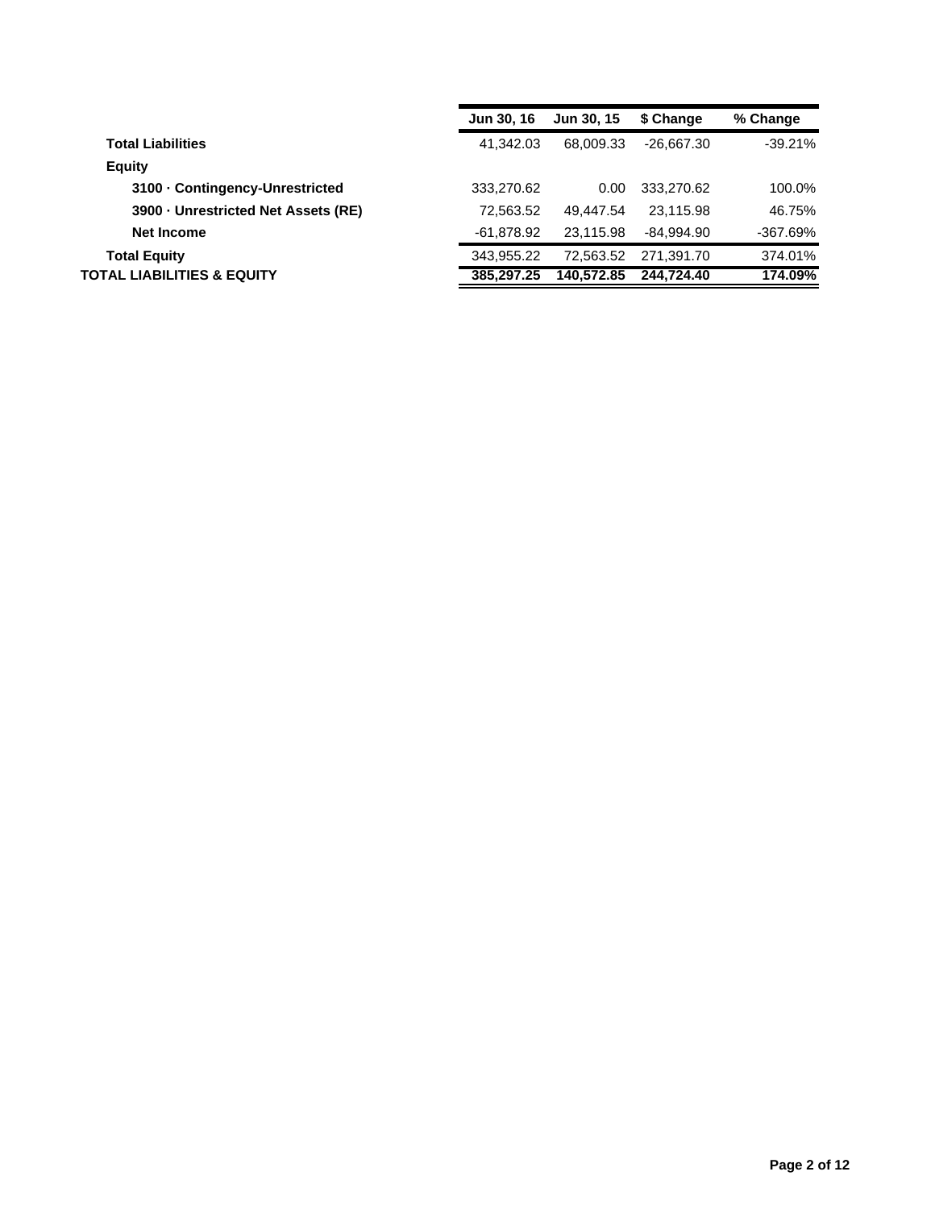| | Jun 30, 16 | Jun 30, 15 | $ Change | % Change |
|---|---|---|---|---|
| **Total Liabilities** | 41,342.03 | 68,009.33 | -26,667.30 | -39.21% |
| **Equity** | | | | |
| **3100 · Contingency-Unrestricted** | 333,270.62 | 0.00 | 333,270.62 | 100.0% |
| **3900 · Unrestricted Net Assets (RE)** | 72,563.52 | 49,447.54 | 23,115.98 | 46.75% |
| **Net Income** | -61,878.92 | 23,115.98 | -84,994.90 | -367.69% |
| **Total Equity** | 343,955.22 | 72,563.52 | 271,391.70 | 374.01% |
| **TOTAL LIABILITIES & EQUITY** | **385,297.25** | **140,572.85** | **244,724.40** | **174.09%** |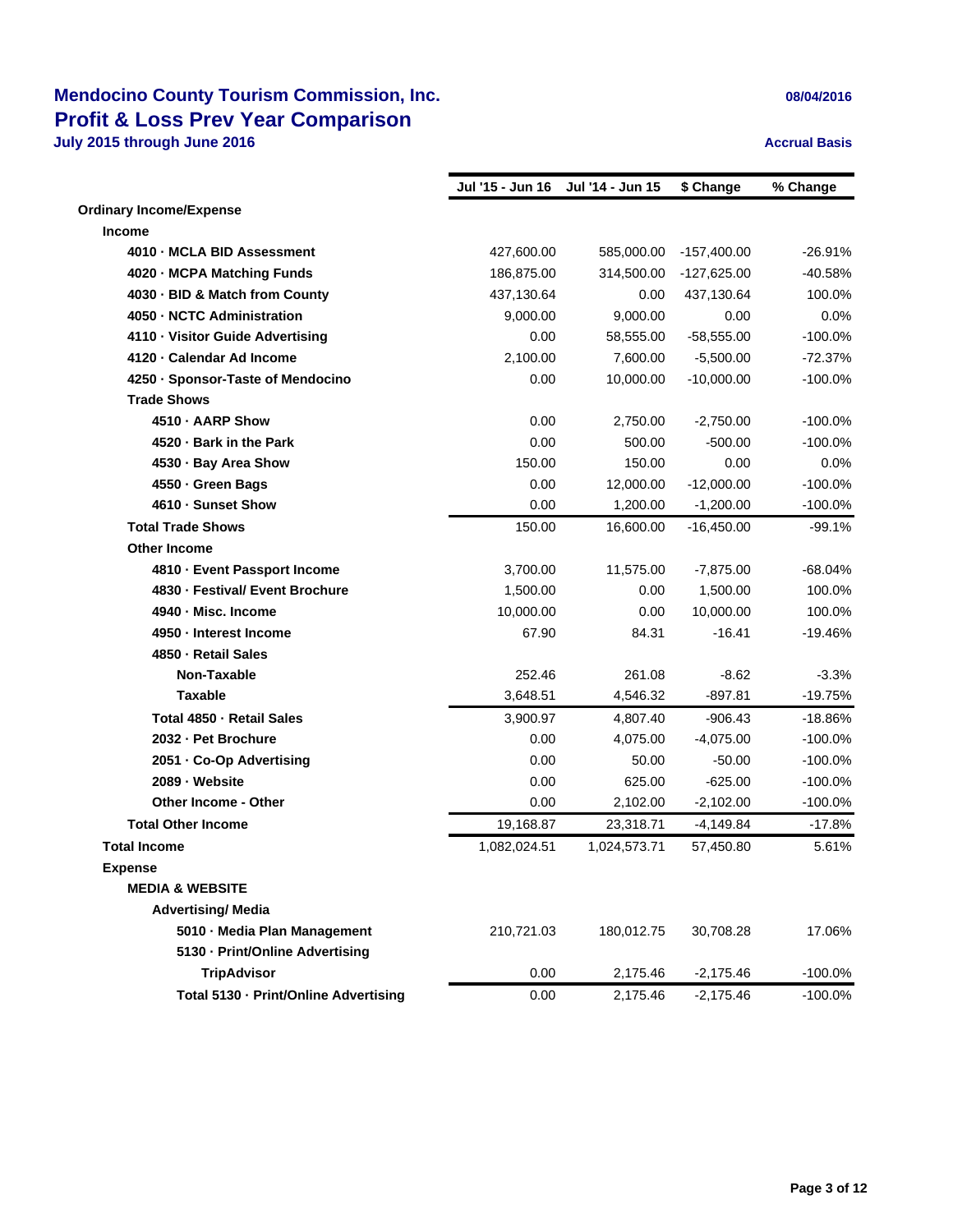# Mendocino County Tourism Commission, Inc.

## Profit & Loss Prev Year Comparison

**July 2015 through June 2016**

08/04/2016

**Accrual Basis**

| | Jul '15 - Jun 16 | Jul '14 - Jun 15 | $ Change | % Change |
|---|---|---|---|---|
| **Ordinary Income/Expense** | | | | |
| **Income** | | | | |
| **4010 · MCLA BID Assessment** | 427,600.00 | 585,000.00 | -157,400.00 | -26.91% |
| **4020 · MCPA Matching Funds** | 186,875.00 | 314,500.00 | -127,625.00 | -40.58% |
| **4030 · BID & Match from County** | 437,130.64 | 0.00 | 437,130.64 | 100.0% |
| **4050 · NCTC Administration** | 9,000.00 | 9,000.00 | 0.00 | 0.0% |
| **4110 · Visitor Guide Advertising** | 0.00 | 58,555.00 | -58,555.00 | -100.0% |
| **4120 · Calendar Ad Income** | 2,100.00 | 7,600.00 | -5,500.00 | -72.37% |
| **4250 · Sponsor-Taste of Mendocino** | 0.00 | 10,000.00 | -10,000.00 | -100.0% |
| **Trade Shows** | | | | |
| **4510 · AARP Show** | 0.00 | 2,750.00 | -2,750.00 | -100.0% |
| **4520 · Bark in the Park** | 0.00 | 500.00 | -500.00 | -100.0% |
| **4530 · Bay Area Show** | 150.00 | 150.00 | 0.00 | 0.0% |
| **4550 · Green Bags** | 0.00 | 12,000.00 | -12,000.00 | -100.0% |
| **4610 · Sunset Show** | 0.00 | 1,200.00 | -1,200.00 | -100.0% |
| **Total Trade Shows** | 150.00 | 16,600.00 | -16,450.00 | -99.1% |
| **Other Income** | | | | |
| **4810 · Event Passport Income** | 3,700.00 | 11,575.00 | -7,875.00 | -68.04% |
| **4830 · Festival/ Event Brochure** | 1,500.00 | 0.00 | 1,500.00 | 100.0% |
| **4940 · Misc. Income** | 10,000.00 | 0.00 | 10,000.00 | 100.0% |
| **4950 · Interest Income** | 67.90 | 84.31 | -16.41 | -19.46% |
| **4850 · Retail Sales** | | | | |
| **Non-Taxable** | 252.46 | 261.08 | -8.62 | -3.3% |
| **Taxable** | 3,648.51 | 4,546.32 | -897.81 | -19.75% |
| **Total 4850 · Retail Sales** | 3,900.97 | 4,807.40 | -906.43 | -18.86% |
| **2032 · Pet Brochure** | 0.00 | 4,075.00 | -4,075.00 | -100.0% |
| **2051 · Co-Op Advertising** | 0.00 | 50.00 | -50.00 | -100.0% |
| **2089 · Website** | 0.00 | 625.00 | -625.00 | -100.0% |
| **Other Income - Other** | 0.00 | 2,102.00 | -2,102.00 | -100.0% |
| **Total Other Income** | 19,168.87 | 23,318.71 | -4,149.84 | -17.8% |
| **Total Income** | 1,082,024.51 | 1,024,573.71 | 57,450.80 | 5.61% |
| **Expense** | | | | |
| **MEDIA & WEBSITE** | | | | |
| **Advertising/ Media** | | | | |
| **5010 · Media Plan Management** | 210,721.03 | 180,012.75 | 30,708.28 | 17.06% |
| **5130 · Print/Online Advertising** | | | | |
| **TripAdvisor** | 0.00 | 2,175.46 | -2,175.46 | -100.0% |
| **Total 5130 · Print/Online Advertising** | 0.00 | 2,175.46 | -2,175.46 | -100.0% |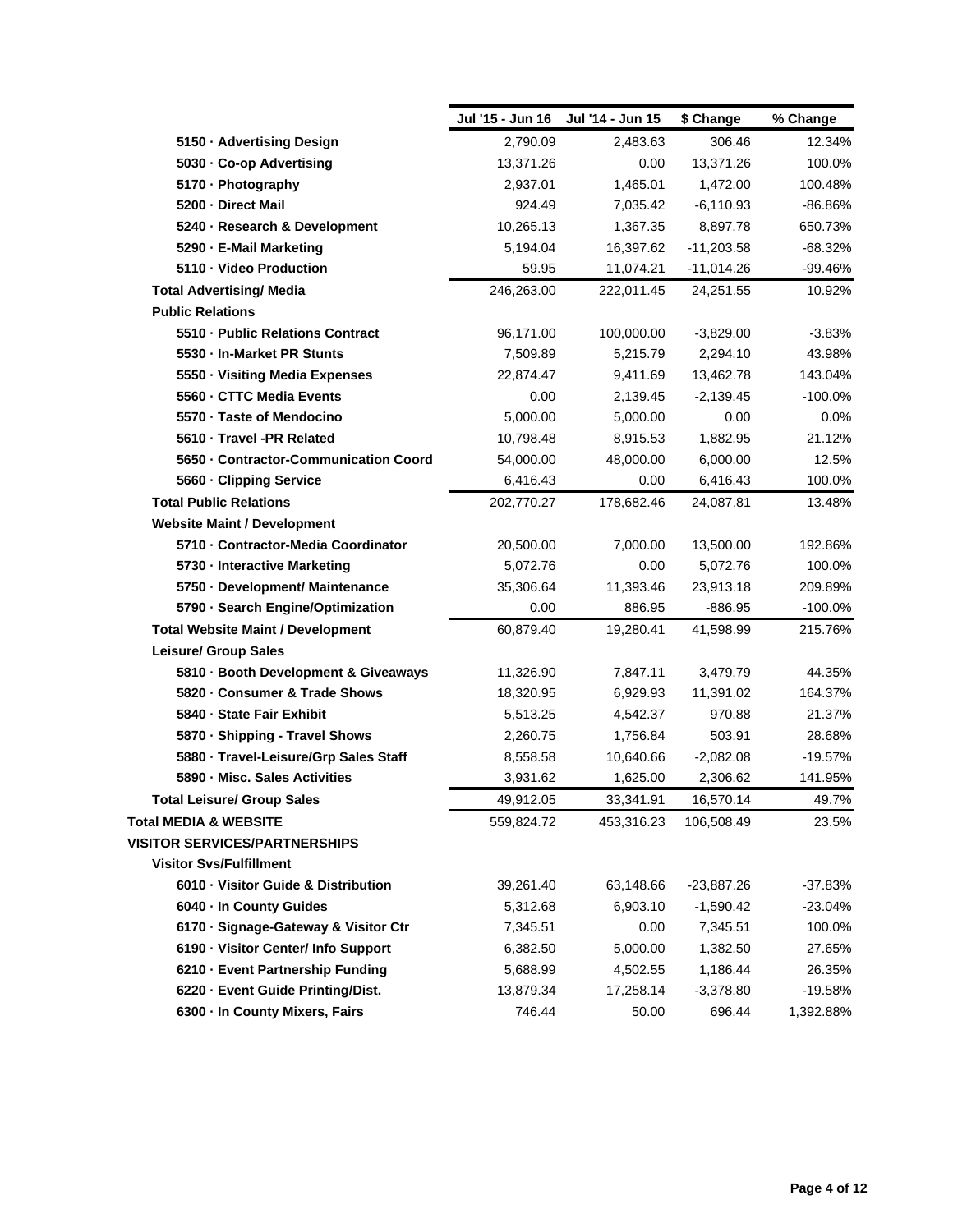| | Jul '15 - Jun 16 | Jul '14 - Jun 15 | $ Change | % Change |
|---|---|---|---|---|
| 5150 · Advertising Design | 2,790.09 | 2,483.63 | 306.46 | 12.34% |
| 5030 · Co-op Advertising | 13,371.26 | 0.00 | 13,371.26 | 100.0% |
| 5170 · Photography | 2,937.01 | 1,465.01 | 1,472.00 | 100.48% |
| 5200 · Direct Mail | 924.49 | 7,035.42 | -6,110.93 | -86.86% |
| 5240 · Research & Development | 10,265.13 | 1,367.35 | 8,897.78 | 650.73% |
| 5290 · E-Mail Marketing | 5,194.04 | 16,397.62 | -11,203.58 | -68.32% |
| 5110 · Video Production | 59.95 | 11,074.21 | -11,014.26 | -99.46% |
| **Total Advertising/ Media** | 246,263.00 | 222,011.45 | 24,251.55 | 10.92% |
| **Public Relations** | | | | |
| 5510 · Public Relations Contract | 96,171.00 | 100,000.00 | -3,829.00 | -3.83% |
| 5530 · In-Market PR Stunts | 7,509.89 | 5,215.79 | 2,294.10 | 43.98% |
| 5550 · Visiting Media Expenses | 22,874.47 | 9,411.69 | 13,462.78 | 143.04% |
| 5560 · CTTC Media Events | 0.00 | 2,139.45 | -2,139.45 | -100.0% |
| 5570 · Taste of Mendocino | 5,000.00 | 5,000.00 | 0.00 | 0.0% |
| 5610 · Travel -PR Related | 10,798.48 | 8,915.53 | 1,882.95 | 21.12% |
| 5650 · Contractor-Communication Coord | 54,000.00 | 48,000.00 | 6,000.00 | 12.5% |
| 5660 · Clipping Service | 6,416.43 | 0.00 | 6,416.43 | 100.0% |
| **Total Public Relations** | 202,770.27 | 178,682.46 | 24,087.81 | 13.48% |
| **Website Maint / Development** | | | | |
| 5710 · Contractor-Media Coordinator | 20,500.00 | 7,000.00 | 13,500.00 | 192.86% |
| 5730 · Interactive Marketing | 5,072.76 | 0.00 | 5,072.76 | 100.0% |
| 5750 · Development/ Maintenance | 35,306.64 | 11,393.46 | 23,913.18 | 209.89% |
| 5790 · Search Engine/Optimization | 0.00 | 886.95 | -886.95 | -100.0% |
| **Total Website Maint / Development** | 60,879.40 | 19,280.41 | 41,598.99 | 215.76% |
| **Leisure/ Group Sales** | | | | |
| 5810 · Booth Development & Giveaways | 11,326.90 | 7,847.11 | 3,479.79 | 44.35% |
| 5820 · Consumer & Trade Shows | 18,320.95 | 6,929.93 | 11,391.02 | 164.37% |
| 5840 · State Fair Exhibit | 5,513.25 | 4,542.37 | 970.88 | 21.37% |
| 5870 · Shipping - Travel Shows | 2,260.75 | 1,756.84 | 503.91 | 28.68% |
| 5880 · Travel-Leisure/Grp Sales Staff | 8,558.58 | 10,640.66 | -2,082.08 | -19.57% |
| 5890 · Misc. Sales Activities | 3,931.62 | 1,625.00 | 2,306.62 | 141.95% |
| **Total Leisure/ Group Sales** | 49,912.05 | 33,341.91 | 16,570.14 | 49.7% |
| **Total MEDIA & WEBSITE** | 559,824.72 | 453,316.23 | 106,508.49 | 23.5% |
| **VISITOR SERVICES/PARTNERSHIPS** | | | | |
| **Visitor Svs/Fulfillment** | | | | |
| 6010 · Visitor Guide & Distribution | 39,261.40 | 63,148.66 | -23,887.26 | -37.83% |
| 6040 · In County Guides | 5,312.68 | 6,903.10 | -1,590.42 | -23.04% |
| 6170 · Signage-Gateway & Visitor Ctr | 7,345.51 | 0.00 | 7,345.51 | 100.0% |
| 6190 · Visitor Center/ Info Support | 6,382.50 | 5,000.00 | 1,382.50 | 27.65% |
| 6210 · Event Partnership Funding | 5,688.99 | 4,502.55 | 1,186.44 | 26.35% |
| 6220 · Event Guide Printing/Dist. | 13,879.34 | 17,258.14 | -3,378.80 | -19.58% |
| 6300 · In County Mixers, Fairs | 746.44 | 50.00 | 696.44 | 1,392.88% |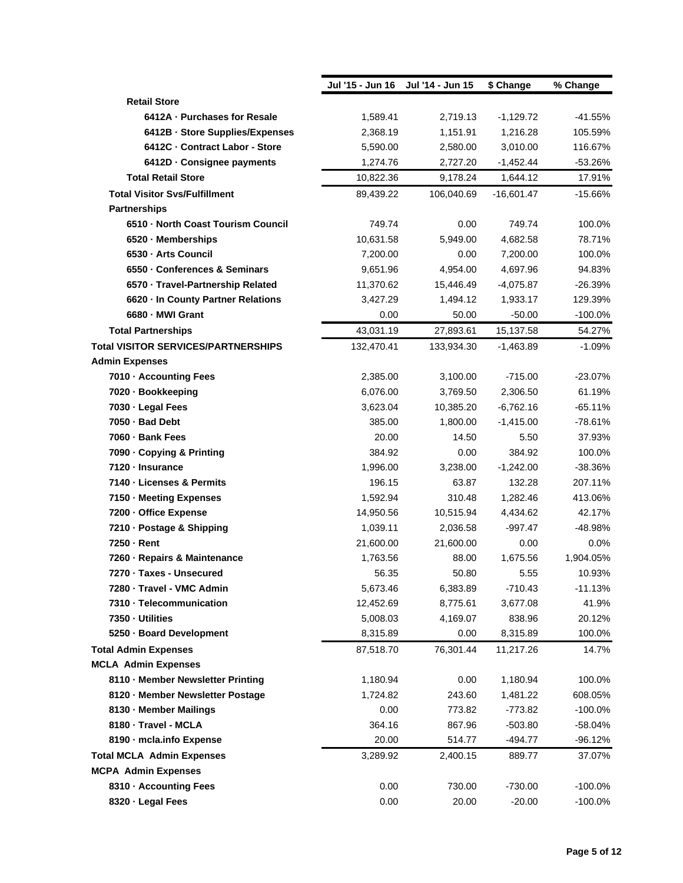| | Jul '15 - Jun 16 | Jul '14 - Jun 15 | $ Change | % Change |
|---|---|---|---|---|
| **Retail Store** | | | | |
| **6412A · Purchases for Resale** | 1,589.41 | 2,719.13 | -1,129.72 | -41.55% |
| **6412B · Store Supplies/Expenses** | 2,368.19 | 1,151.91 | 1,216.28 | 105.59% |
| **6412C · Contract Labor - Store** | 5,590.00 | 2,580.00 | 3,010.00 | 116.67% |
| **6412D · Consignee payments** | 1,274.76 | 2,727.20 | -1,452.44 | -53.26% |
| **Total Retail Store** | 10,822.36 | 9,178.24 | 1,644.12 | 17.91% |
| **Total Visitor Svs/Fulfillment** | 89,439.22 | 106,040.69 | -16,601.47 | -15.66% |
| **Partnerships** | | | | |
| **6510 · North Coast Tourism Council** | 749.74 | 0.00 | 749.74 | 100.0% |
| **6520 · Memberships** | 10,631.58 | 5,949.00 | 4,682.58 | 78.71% |
| **6530 · Arts Council** | 7,200.00 | 0.00 | 7,200.00 | 100.0% |
| **6550 · Conferences & Seminars** | 9,651.96 | 4,954.00 | 4,697.96 | 94.83% |
| **6570 · Travel-Partnership Related** | 11,370.62 | 15,446.49 | -4,075.87 | -26.39% |
| **6620 · In County Partner Relations** | 3,427.29 | 1,494.12 | 1,933.17 | 129.39% |
| **6680 · MWI Grant** | 0.00 | 50.00 | -50.00 | -100.0% |
| **Total Partnerships** | 43,031.19 | 27,893.61 | 15,137.58 | 54.27% |
| **Total VISITOR SERVICES/PARTNERSHIPS** | 132,470.41 | 133,934.30 | -1,463.89 | -1.09% |
| **Admin Expenses** | | | | |
| **7010 · Accounting Fees** | 2,385.00 | 3,100.00 | -715.00 | -23.07% |
| **7020 · Bookkeeping** | 6,076.00 | 3,769.50 | 2,306.50 | 61.19% |
| **7030 · Legal Fees** | 3,623.04 | 10,385.20 | -6,762.16 | -65.11% |
| **7050 · Bad Debt** | 385.00 | 1,800.00 | -1,415.00 | -78.61% |
| **7060 · Bank Fees** | 20.00 | 14.50 | 5.50 | 37.93% |
| **7090 · Copying & Printing** | 384.92 | 0.00 | 384.92 | 100.0% |
| **7120 · Insurance** | 1,996.00 | 3,238.00 | -1,242.00 | -38.36% |
| **7140 · Licenses & Permits** | 196.15 | 63.87 | 132.28 | 207.11% |
| **7150 · Meeting Expenses** | 1,592.94 | 310.48 | 1,282.46 | 413.06% |
| **7200 · Office Expense** | 14,950.56 | 10,515.94 | 4,434.62 | 42.17% |
| **7210 · Postage & Shipping** | 1,039.11 | 2,036.58 | -997.47 | -48.98% |
| **7250 · Rent** | 21,600.00 | 21,600.00 | 0.00 | 0.0% |
| **7260 · Repairs & Maintenance** | 1,763.56 | 88.00 | 1,675.56 | 1,904.05% |
| **7270 · Taxes - Unsecured** | 56.35 | 50.80 | 5.55 | 10.93% |
| **7280 · Travel - VMC Admin** | 5,673.46 | 6,383.89 | -710.43 | -11.13% |
| **7310 · Telecommunication** | 12,452.69 | 8,775.61 | 3,677.08 | 41.9% |
| **7350 · Utilities** | 5,008.03 | 4,169.07 | 838.96 | 20.12% |
| **5250 · Board Development** | 8,315.89 | 0.00 | 8,315.89 | 100.0% |
| **Total Admin Expenses** | 87,518.70 | 76,301.44 | 11,217.26 | 14.7% |
| **MCLA Admin Expenses** | | | | |
| **8110 · Member Newsletter Printing** | 1,180.94 | 0.00 | 1,180.94 | 100.0% |
| **8120 · Member Newsletter Postage** | 1,724.82 | 243.60 | 1,481.22 | 608.05% |
| **8130 · Member Mailings** | 0.00 | 773.82 | -773.82 | -100.0% |
| **8180 · Travel - MCLA** | 364.16 | 867.96 | -503.80 | -58.04% |
| **8190 · mcla.info Expense** | 20.00 | 514.77 | -494.77 | -96.12% |
| **Total MCLA Admin Expenses** | 3,289.92 | 2,400.15 | 889.77 | 37.07% |
| **MCPA Admin Expenses** | | | | |
| **8310 · Accounting Fees** | 0.00 | 730.00 | -730.00 | -100.0% |
| **8320 · Legal Fees** | 0.00 | 20.00 | -20.00 | -100.0% |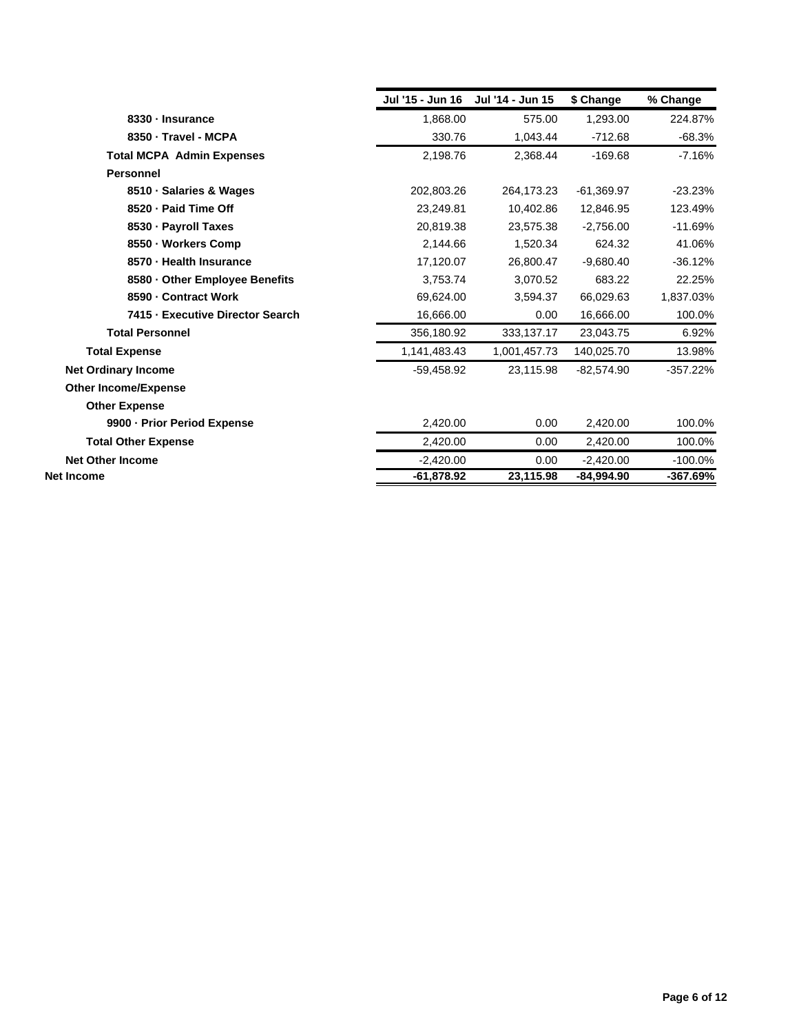| | Jul '15 - Jun 16 | Jul '14 - Jun 15 | $ Change | % Change |
|---|---|---|---|---|
| **8330 · Insurance** | 1,868.00 | 575.00 | 1,293.00 | 224.87% |
| **8350 · Travel - MCPA** | 330.76 | 1,043.44 | -712.68 | -68.3% |
| **Total MCPA Admin Expenses** | 2,198.76 | 2,368.44 | -169.68 | -7.16% |
| **Personnel** | | | | |
| **8510 · Salaries & Wages** | 202,803.26 | 264,173.23 | -61,369.97 | -23.23% |
| **8520 · Paid Time Off** | 23,249.81 | 10,402.86 | 12,846.95 | 123.49% |
| **8530 · Payroll Taxes** | 20,819.38 | 23,575.38 | -2,756.00 | -11.69% |
| **8550 · Workers Comp** | 2,144.66 | 1,520.34 | 624.32 | 41.06% |
| **8570 · Health Insurance** | 17,120.07 | 26,800.47 | -9,680.40 | -36.12% |
| **8580 · Other Employee Benefits** | 3,753.74 | 3,070.52 | 683.22 | 22.25% |
| **8590 · Contract Work** | 69,624.00 | 3,594.37 | 66,029.63 | 1,837.03% |
| **7415 · Executive Director Search** | 16,666.00 | 0.00 | 16,666.00 | 100.0% |
| **Total Personnel** | 356,180.92 | 333,137.17 | 23,043.75 | 6.92% |
| **Total Expense** | 1,141,483.43 | 1,001,457.73 | 140,025.70 | 13.98% |
| **Net Ordinary Income** | -59,458.92 | 23,115.98 | -82,574.90 | -357.22% |
| **Other Income/Expense** | | | | |
| **Other Expense** | | | | |
| **9900 · Prior Period Expense** | 2,420.00 | 0.00 | 2,420.00 | 100.0% |
| **Total Other Expense** | 2,420.00 | 0.00 | 2,420.00 | 100.0% |
| **Net Other Income** | -2,420.00 | 0.00 | -2,420.00 | -100.0% |
| **Net Income** | **-61,878.92** | **23,115.98** | **-84,994.90** | **-367.69%** |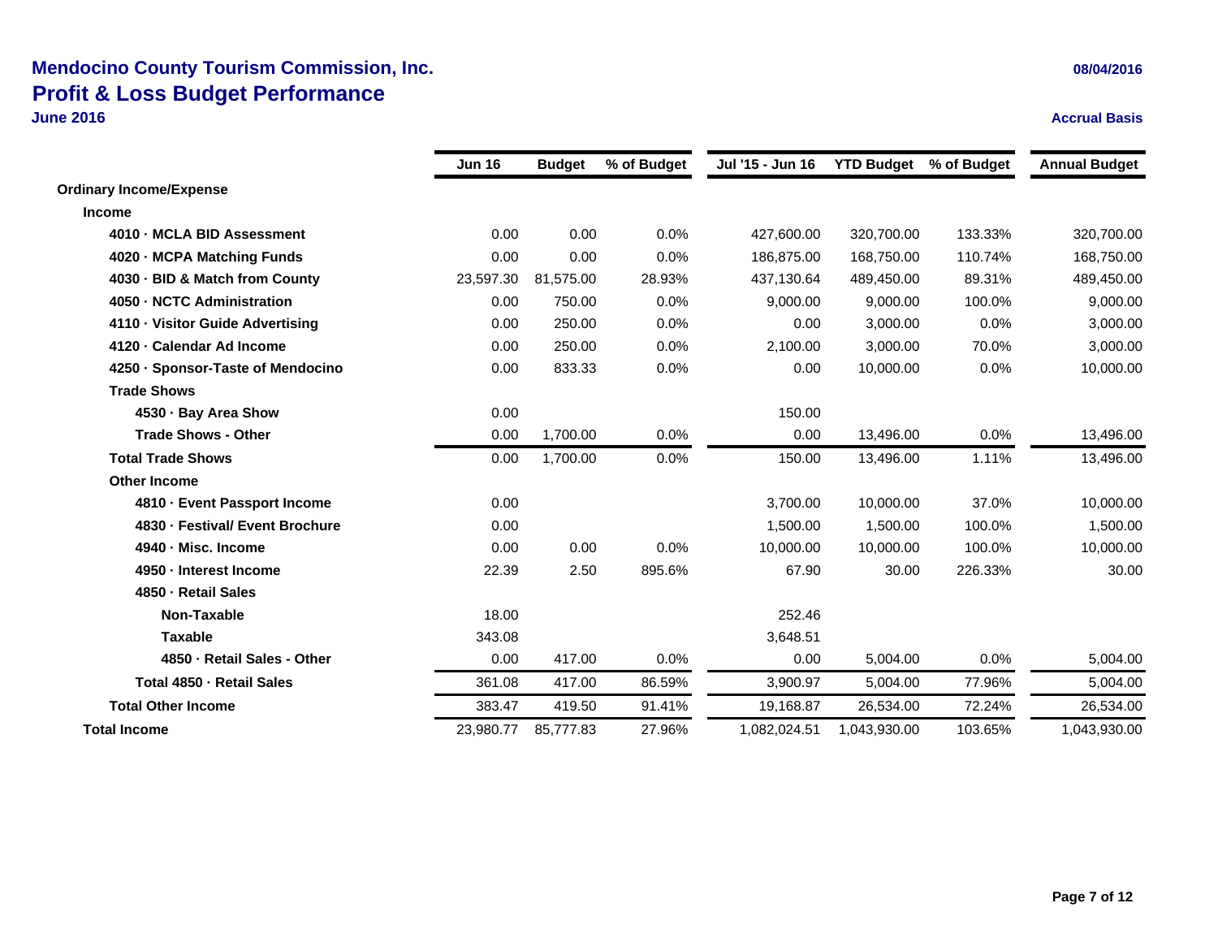# Mendocino County Tourism Commission, Inc.

## Profit & Loss Budget Performance

**June 2016**

08/04/2016

Accrual Basis

| | Jun 16 | Budget | % of Budget | Jul '15 - Jun 16 | YTD Budget | % of Budget | Annual Budget |
|---|---|---|---|---|---|---|---|
| **Ordinary Income/Expense** | | | | | | | |
| **Income** | | | | | | | |
| **4010 · MCLA BID Assessment** | 0.00 | 0.00 | 0.0% | 427,600.00 | 320,700.00 | 133.33% | 320,700.00 |
| **4020 · MCPA Matching Funds** | 0.00 | 0.00 | 0.0% | 186,875.00 | 168,750.00 | 110.74% | 168,750.00 |
| **4030 · BID & Match from County** | 23,597.30 | 81,575.00 | 28.93% | 437,130.64 | 489,450.00 | 89.31% | 489,450.00 |
| **4050 · NCTC Administration** | 0.00 | 750.00 | 0.0% | 9,000.00 | 9,000.00 | 100.0% | 9,000.00 |
| **4110 · Visitor Guide Advertising** | 0.00 | 250.00 | 0.0% | 0.00 | 3,000.00 | 0.0% | 3,000.00 |
| **4120 · Calendar Ad Income** | 0.00 | 250.00 | 0.0% | 2,100.00 | 3,000.00 | 70.0% | 3,000.00 |
| **4250 · Sponsor-Taste of Mendocino** | 0.00 | 833.33 | 0.0% | 0.00 | 10,000.00 | 0.0% | 10,000.00 |
| **Trade Shows** | | | | | | | |
| **4530 · Bay Area Show** | 0.00 | | | 150.00 | | | |
| **Trade Shows - Other** | 0.00 | 1,700.00 | 0.0% | 0.00 | 13,496.00 | 0.0% | 13,496.00 |
| **Total Trade Shows** | 0.00 | 1,700.00 | 0.0% | 150.00 | 13,496.00 | 1.11% | 13,496.00 |
| **Other Income** | | | | | | | |
| **4810 · Event Passport Income** | 0.00 | | | 3,700.00 | 10,000.00 | 37.0% | 10,000.00 |
| **4830 · Festival/ Event Brochure** | 0.00 | | | 1,500.00 | 1,500.00 | 100.0% | 1,500.00 |
| **4940 · Misc. Income** | 0.00 | 0.00 | 0.0% | 10,000.00 | 10,000.00 | 100.0% | 10,000.00 |
| **4950 · Interest Income** | 22.39 | 2.50 | 895.6% | 67.90 | 30.00 | 226.33% | 30.00 |
| **4850 · Retail Sales** | | | | | | | |
| **Non-Taxable** | 18.00 | | | 252.46 | | | |
| **Taxable** | 343.08 | | | 3,648.51 | | | |
| **4850 · Retail Sales - Other** | 0.00 | 417.00 | 0.0% | 0.00 | 5,004.00 | 0.0% | 5,004.00 |
| **Total 4850 · Retail Sales** | 361.08 | 417.00 | 86.59% | 3,900.97 | 5,004.00 | 77.96% | 5,004.00 |
| **Total Other Income** | 383.47 | 419.50 | 91.41% | 19,168.87 | 26,534.00 | 72.24% | 26,534.00 |
| **Total Income** | 23,980.77 | 85,777.83 | 27.96% | 1,082,024.51 | 1,043,930.00 | 103.65% | 1,043,930.00 |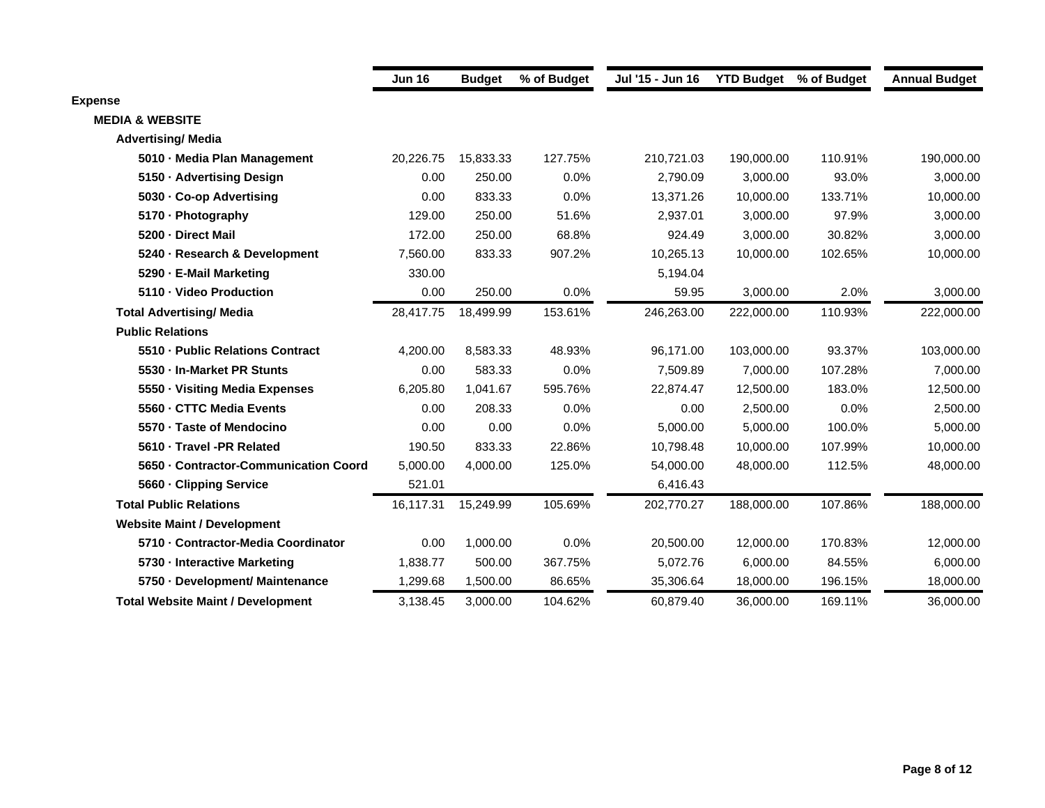| | Jun 16 | Budget | % of Budget | Jul '15 - Jun 16 | YTD Budget | % of Budget | Annual Budget |
|---|---|---|---|---|---|---|---|
| **Expense** | | | | | | | |
| **MEDIA & WEBSITE** | | | | | | | |
| **Advertising/ Media** | | | | | | | |
| **5010 · Media Plan Management** | 20,226.75 | 15,833.33 | 127.75% | 210,721.03 | 190,000.00 | 110.91% | 190,000.00 |
| **5150 · Advertising Design** | 0.00 | 250.00 | 0.0% | 2,790.09 | 3,000.00 | 93.0% | 3,000.00 |
| **5030 · Co-op Advertising** | 0.00 | 833.33 | 0.0% | 13,371.26 | 10,000.00 | 133.71% | 10,000.00 |
| **5170 · Photography** | 129.00 | 250.00 | 51.6% | 2,937.01 | 3,000.00 | 97.9% | 3,000.00 |
| **5200 · Direct Mail** | 172.00 | 250.00 | 68.8% | 924.49 | 3,000.00 | 30.82% | 3,000.00 |
| **5240 · Research & Development** | 7,560.00 | 833.33 | 907.2% | 10,265.13 | 10,000.00 | 102.65% | 10,000.00 |
| **5290 · E-Mail Marketing** | 330.00 | | | 5,194.04 | | | |
| **5110 · Video Production** | 0.00 | 250.00 | 0.0% | 59.95 | 3,000.00 | 2.0% | 3,000.00 |
| **Total Advertising/ Media** | 28,417.75 | 18,499.99 | 153.61% | 246,263.00 | 222,000.00 | 110.93% | 222,000.00 |
| **Public Relations** | | | | | | | |
| **5510 · Public Relations Contract** | 4,200.00 | 8,583.33 | 48.93% | 96,171.00 | 103,000.00 | 93.37% | 103,000.00 |
| **5530 · In-Market PR Stunts** | 0.00 | 583.33 | 0.0% | 7,509.89 | 7,000.00 | 107.28% | 7,000.00 |
| **5550 · Visiting Media Expenses** | 6,205.80 | 1,041.67 | 595.76% | 22,874.47 | 12,500.00 | 183.0% | 12,500.00 |
| **5560 · CTTC Media Events** | 0.00 | 208.33 | 0.0% | 0.00 | 2,500.00 | 0.0% | 2,500.00 |
| **5570 · Taste of Mendocino** | 0.00 | 0.00 | 0.0% | 5,000.00 | 5,000.00 | 100.0% | 5,000.00 |
| **5610 · Travel -PR Related** | 190.50 | 833.33 | 22.86% | 10,798.48 | 10,000.00 | 107.99% | 10,000.00 |
| **5650 · Contractor-Communication Coord** | 5,000.00 | 4,000.00 | 125.0% | 54,000.00 | 48,000.00 | 112.5% | 48,000.00 |
| **5660 · Clipping Service** | 521.01 | | | 6,416.43 | | | |
| **Total Public Relations** | 16,117.31 | 15,249.99 | 105.69% | 202,770.27 | 188,000.00 | 107.86% | 188,000.00 |
| **Website Maint / Development** | | | | | | | |
| **5710 · Contractor-Media Coordinator** | 0.00 | 1,000.00 | 0.0% | 20,500.00 | 12,000.00 | 170.83% | 12,000.00 |
| **5730 · Interactive Marketing** | 1,838.77 | 500.00 | 367.75% | 5,072.76 | 6,000.00 | 84.55% | 6,000.00 |
| **5750 · Development/ Maintenance** | 1,299.68 | 1,500.00 | 86.65% | 35,306.64 | 18,000.00 | 196.15% | 18,000.00 |
| **Total Website Maint / Development** | 3,138.45 | 3,000.00 | 104.62% | 60,879.40 | 36,000.00 | 169.11% | 36,000.00 |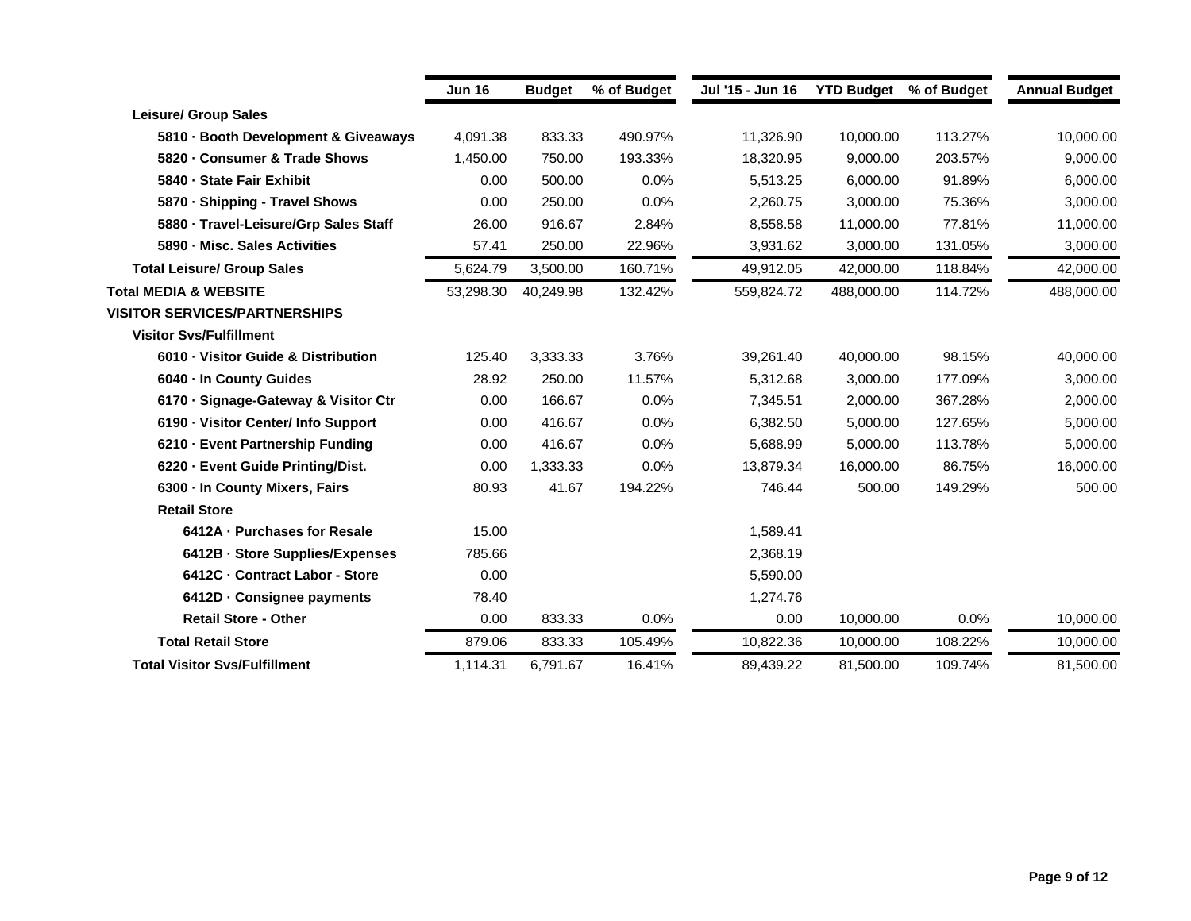| | Jun 16 | Budget | % of Budget | Jul '15 - Jun 16 | YTD Budget | % of Budget | Annual Budget |
|---|---|---|---|---|---|---|---|
| **Leisure/ Group Sales** | | | | | | | |
| **5810 · Booth Development & Giveaways** | 4,091.38 | 833.33 | 490.97% | 11,326.90 | 10,000.00 | 113.27% | 10,000.00 |
| **5820 · Consumer & Trade Shows** | 1,450.00 | 750.00 | 193.33% | 18,320.95 | 9,000.00 | 203.57% | 9,000.00 |
| **5840 · State Fair Exhibit** | 0.00 | 500.00 | 0.0% | 5,513.25 | 6,000.00 | 91.89% | 6,000.00 |
| **5870 · Shipping - Travel Shows** | 0.00 | 250.00 | 0.0% | 2,260.75 | 3,000.00 | 75.36% | 3,000.00 |
| **5880 · Travel-Leisure/Grp Sales Staff** | 26.00 | 916.67 | 2.84% | 8,558.58 | 11,000.00 | 77.81% | 11,000.00 |
| **5890 · Misc. Sales Activities** | 57.41 | 250.00 | 22.96% | 3,931.62 | 3,000.00 | 131.05% | 3,000.00 |
| **Total Leisure/ Group Sales** | 5,624.79 | 3,500.00 | 160.71% | 49,912.05 | 42,000.00 | 118.84% | 42,000.00 |
| **Total MEDIA & WEBSITE** | 53,298.30 | 40,249.98 | 132.42% | 559,824.72 | 488,000.00 | 114.72% | 488,000.00 |
| **VISITOR SERVICES/PARTNERSHIPS** | | | | | | | |
| **Visitor Svs/Fulfillment** | | | | | | | |
| **6010 · Visitor Guide & Distribution** | 125.40 | 3,333.33 | 3.76% | 39,261.40 | 40,000.00 | 98.15% | 40,000.00 |
| **6040 · In County Guides** | 28.92 | 250.00 | 11.57% | 5,312.68 | 3,000.00 | 177.09% | 3,000.00 |
| **6170 · Signage-Gateway & Visitor Ctr** | 0.00 | 166.67 | 0.0% | 7,345.51 | 2,000.00 | 367.28% | 2,000.00 |
| **6190 · Visitor Center/ Info Support** | 0.00 | 416.67 | 0.0% | 6,382.50 | 5,000.00 | 127.65% | 5,000.00 |
| **6210 · Event Partnership Funding** | 0.00 | 416.67 | 0.0% | 5,688.99 | 5,000.00 | 113.78% | 5,000.00 |
| **6220 · Event Guide Printing/Dist.** | 0.00 | 1,333.33 | 0.0% | 13,879.34 | 16,000.00 | 86.75% | 16,000.00 |
| **6300 · In County Mixers, Fairs** | 80.93 | 41.67 | 194.22% | 746.44 | 500.00 | 149.29% | 500.00 |
| **Retail Store** | | | | | | | |
| **6412A · Purchases for Resale** | 15.00 | | | 1,589.41 | | | |
| **6412B · Store Supplies/Expenses** | 785.66 | | | 2,368.19 | | | |
| **6412C · Contract Labor - Store** | 0.00 | | | 5,590.00 | | | |
| **6412D · Consignee payments** | 78.40 | | | 1,274.76 | | | |
| **Retail Store - Other** | 0.00 | 833.33 | 0.0% | 0.00 | 10,000.00 | 0.0% | 10,000.00 |
| **Total Retail Store** | 879.06 | 833.33 | 105.49% | 10,822.36 | 10,000.00 | 108.22% | 10,000.00 |
| **Total Visitor Svs/Fulfillment** | 1,114.31 | 6,791.67 | 16.41% | 89,439.22 | 81,500.00 | 109.74% | 81,500.00 |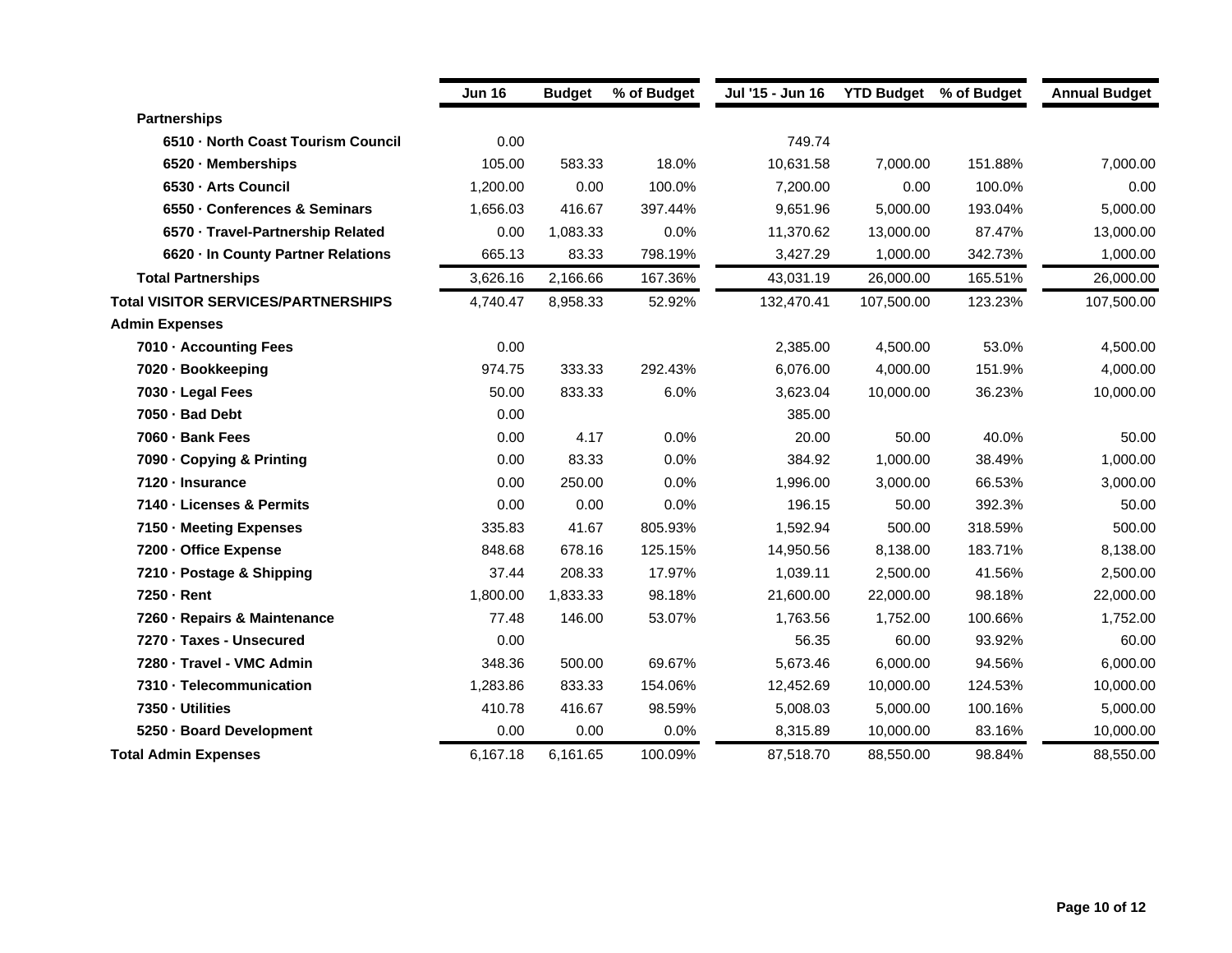| | Jun 16 | Budget | % of Budget | Jul '15 - Jun 16 | YTD Budget | % of Budget | Annual Budget |
|---|---|---|---|---|---|---|---|
| **Partnerships** | | | | | | | |
| **6510 · North Coast Tourism Council** | 0.00 | | | 749.74 | | | |
| **6520 · Memberships** | 105.00 | 583.33 | 18.0% | 10,631.58 | 7,000.00 | 151.88% | 7,000.00 |
| **6530 · Arts Council** | 1,200.00 | 0.00 | 100.0% | 7,200.00 | 0.00 | 100.0% | 0.00 |
| **6550 · Conferences & Seminars** | 1,656.03 | 416.67 | 397.44% | 9,651.96 | 5,000.00 | 193.04% | 5,000.00 |
| **6570 · Travel-Partnership Related** | 0.00 | 1,083.33 | 0.0% | 11,370.62 | 13,000.00 | 87.47% | 13,000.00 |
| **6620 · In County Partner Relations** | 665.13 | 83.33 | 798.19% | 3,427.29 | 1,000.00 | 342.73% | 1,000.00 |
| **Total Partnerships** | 3,626.16 | 2,166.66 | 167.36% | 43,031.19 | 26,000.00 | 165.51% | 26,000.00 |
| **Total VISITOR SERVICES/PARTNERSHIPS** | 4,740.47 | 8,958.33 | 52.92% | 132,470.41 | 107,500.00 | 123.23% | 107,500.00 |
| **Admin Expenses** | | | | | | | |
| **7010 · Accounting Fees** | 0.00 | | | 2,385.00 | 4,500.00 | 53.0% | 4,500.00 |
| **7020 · Bookkeeping** | 974.75 | 333.33 | 292.43% | 6,076.00 | 4,000.00 | 151.9% | 4,000.00 |
| **7030 · Legal Fees** | 50.00 | 833.33 | 6.0% | 3,623.04 | 10,000.00 | 36.23% | 10,000.00 |
| **7050 · Bad Debt** | 0.00 | | | 385.00 | | | |
| **7060 · Bank Fees** | 0.00 | 4.17 | 0.0% | 20.00 | 50.00 | 40.0% | 50.00 |
| **7090 · Copying & Printing** | 0.00 | 83.33 | 0.0% | 384.92 | 1,000.00 | 38.49% | 1,000.00 |
| **7120 · Insurance** | 0.00 | 250.00 | 0.0% | 1,996.00 | 3,000.00 | 66.53% | 3,000.00 |
| **7140 · Licenses & Permits** | 0.00 | 0.00 | 0.0% | 196.15 | 50.00 | 392.3% | 50.00 |
| **7150 · Meeting Expenses** | 335.83 | 41.67 | 805.93% | 1,592.94 | 500.00 | 318.59% | 500.00 |
| **7200 · Office Expense** | 848.68 | 678.16 | 125.15% | 14,950.56 | 8,138.00 | 183.71% | 8,138.00 |
| **7210 · Postage & Shipping** | 37.44 | 208.33 | 17.97% | 1,039.11 | 2,500.00 | 41.56% | 2,500.00 |
| **7250 · Rent** | 1,800.00 | 1,833.33 | 98.18% | 21,600.00 | 22,000.00 | 98.18% | 22,000.00 |
| **7260 · Repairs & Maintenance** | 77.48 | 146.00 | 53.07% | 1,763.56 | 1,752.00 | 100.66% | 1,752.00 |
| **7270 · Taxes - Unsecured** | 0.00 | | | 56.35 | 60.00 | 93.92% | 60.00 |
| **7280 · Travel - VMC Admin** | 348.36 | 500.00 | 69.67% | 5,673.46 | 6,000.00 | 94.56% | 6,000.00 |
| **7310 · Telecommunication** | 1,283.86 | 833.33 | 154.06% | 12,452.69 | 10,000.00 | 124.53% | 10,000.00 |
| **7350 · Utilities** | 410.78 | 416.67 | 98.59% | 5,008.03 | 5,000.00 | 100.16% | 5,000.00 |
| **5250 · Board Development** | 0.00 | 0.00 | 0.0% | 8,315.89 | 10,000.00 | 83.16% | 10,000.00 |
| **Total Admin Expenses** | 6,167.18 | 6,161.65 | 100.09% | 87,518.70 | 88,550.00 | 98.84% | 88,550.00 |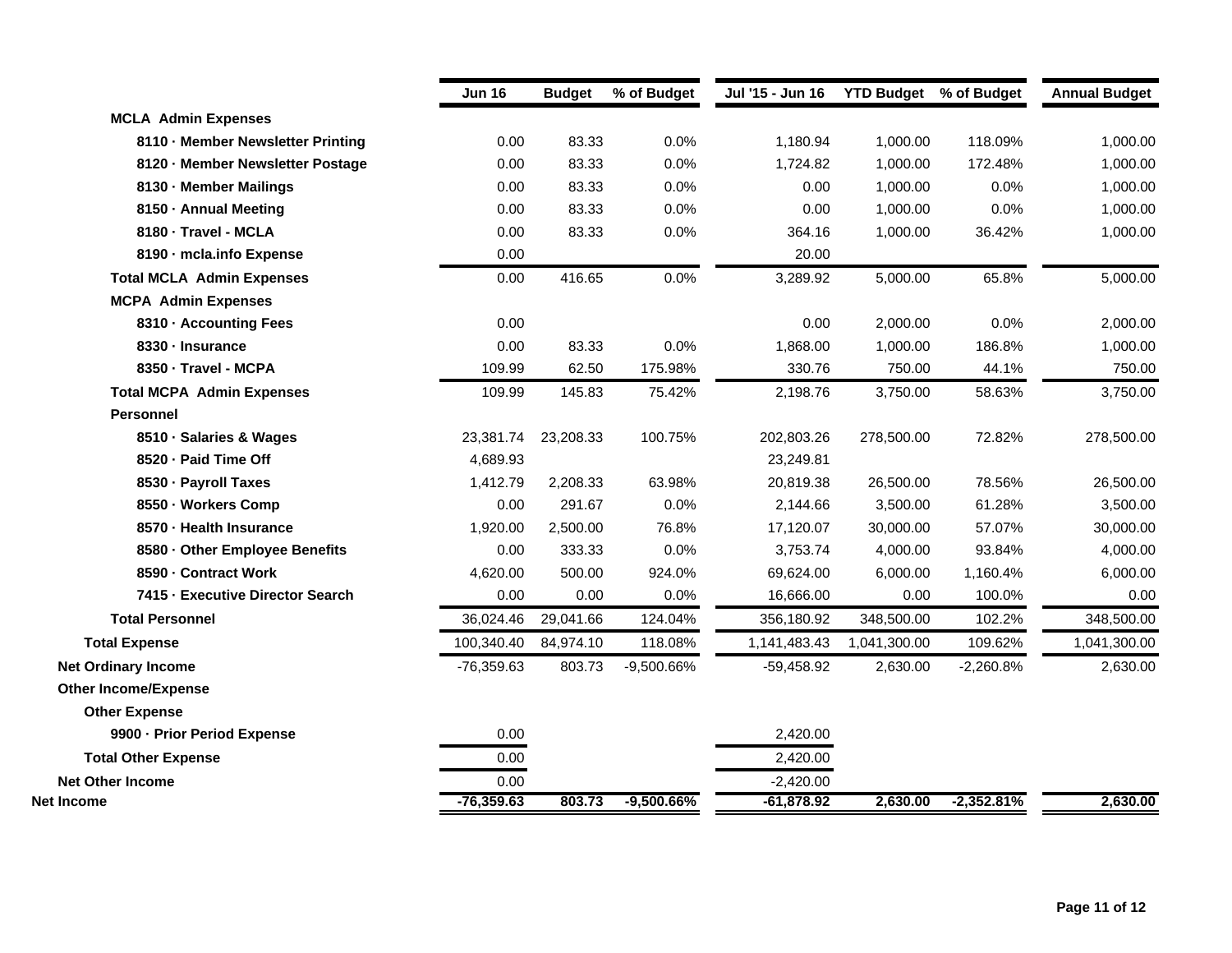| | Jun 16 | Budget | % of Budget | Jul '15 - Jun 16 | YTD Budget | % of Budget | Annual Budget |
|---|---|---|---|---|---|---|---|
| **MCLA Admin Expenses** | | | | | | | |
| **8110 · Member Newsletter Printing** | 0.00 | 83.33 | 0.0% | 1,180.94 | 1,000.00 | 118.09% | 1,000.00 |
| **8120 · Member Newsletter Postage** | 0.00 | 83.33 | 0.0% | 1,724.82 | 1,000.00 | 172.48% | 1,000.00 |
| **8130 · Member Mailings** | 0.00 | 83.33 | 0.0% | 0.00 | 1,000.00 | 0.0% | 1,000.00 |
| **8150 · Annual Meeting** | 0.00 | 83.33 | 0.0% | 0.00 | 1,000.00 | 0.0% | 1,000.00 |
| **8180 · Travel - MCLA** | 0.00 | 83.33 | 0.0% | 364.16 | 1,000.00 | 36.42% | 1,000.00 |
| **8190 · mcla.info Expense** | 0.00 | | | 20.00 | | | |
| **Total MCLA Admin Expenses** | 0.00 | 416.65 | 0.0% | 3,289.92 | 5,000.00 | 65.8% | 5,000.00 |
| **MCPA Admin Expenses** | | | | | | | |
| **8310 · Accounting Fees** | 0.00 | | | 0.00 | 2,000.00 | 0.0% | 2,000.00 |
| **8330 · Insurance** | 0.00 | 83.33 | 0.0% | 1,868.00 | 1,000.00 | 186.8% | 1,000.00 |
| **8350 · Travel - MCPA** | 109.99 | 62.50 | 175.98% | 330.76 | 750.00 | 44.1% | 750.00 |
| **Total MCPA Admin Expenses** | 109.99 | 145.83 | 75.42% | 2,198.76 | 3,750.00 | 58.63% | 3,750.00 |
| **Personnel** | | | | | | | |
| **8510 · Salaries & Wages** | 23,381.74 | 23,208.33 | 100.75% | 202,803.26 | 278,500.00 | 72.82% | 278,500.00 |
| **8520 · Paid Time Off** | 4,689.93 | | | 23,249.81 | | | |
| **8530 · Payroll Taxes** | 1,412.79 | 2,208.33 | 63.98% | 20,819.38 | 26,500.00 | 78.56% | 26,500.00 |
| **8550 · Workers Comp** | 0.00 | 291.67 | 0.0% | 2,144.66 | 3,500.00 | 61.28% | 3,500.00 |
| **8570 · Health Insurance** | 1,920.00 | 2,500.00 | 76.8% | 17,120.07 | 30,000.00 | 57.07% | 30,000.00 |
| **8580 · Other Employee Benefits** | 0.00 | 333.33 | 0.0% | 3,753.74 | 4,000.00 | 93.84% | 4,000.00 |
| **8590 · Contract Work** | 4,620.00 | 500.00 | 924.0% | 69,624.00 | 6,000.00 | 1,160.4% | 6,000.00 |
| **7415 · Executive Director Search** | 0.00 | 0.00 | 0.0% | 16,666.00 | 0.00 | 100.0% | 0.00 |
| **Total Personnel** | 36,024.46 | 29,041.66 | 124.04% | 356,180.92 | 348,500.00 | 102.2% | 348,500.00 |
| **Total Expense** | 100,340.40 | 84,974.10 | 118.08% | 1,141,483.43 | 1,041,300.00 | 109.62% | 1,041,300.00 |
| **Net Ordinary Income** | -76,359.63 | 803.73 | -9,500.66% | -59,458.92 | 2,630.00 | -2,260.8% | 2,630.00 |
| **Other Income/Expense** | | | | | | | |
| **Other Expense** | | | | | | | |
| **9900 · Prior Period Expense** | 0.00 | | | 2,420.00 | | | |
| **Total Other Expense** | 0.00 | | | 2,420.00 | | | |
| **Net Other Income** | 0.00 | | | -2,420.00 | | | |
| **Net Income** | **-76,359.63** | **803.73** | **-9,500.66%** | **-61,878.92** | **2,630.00** | **-2,352.81%** | **2,630.00** |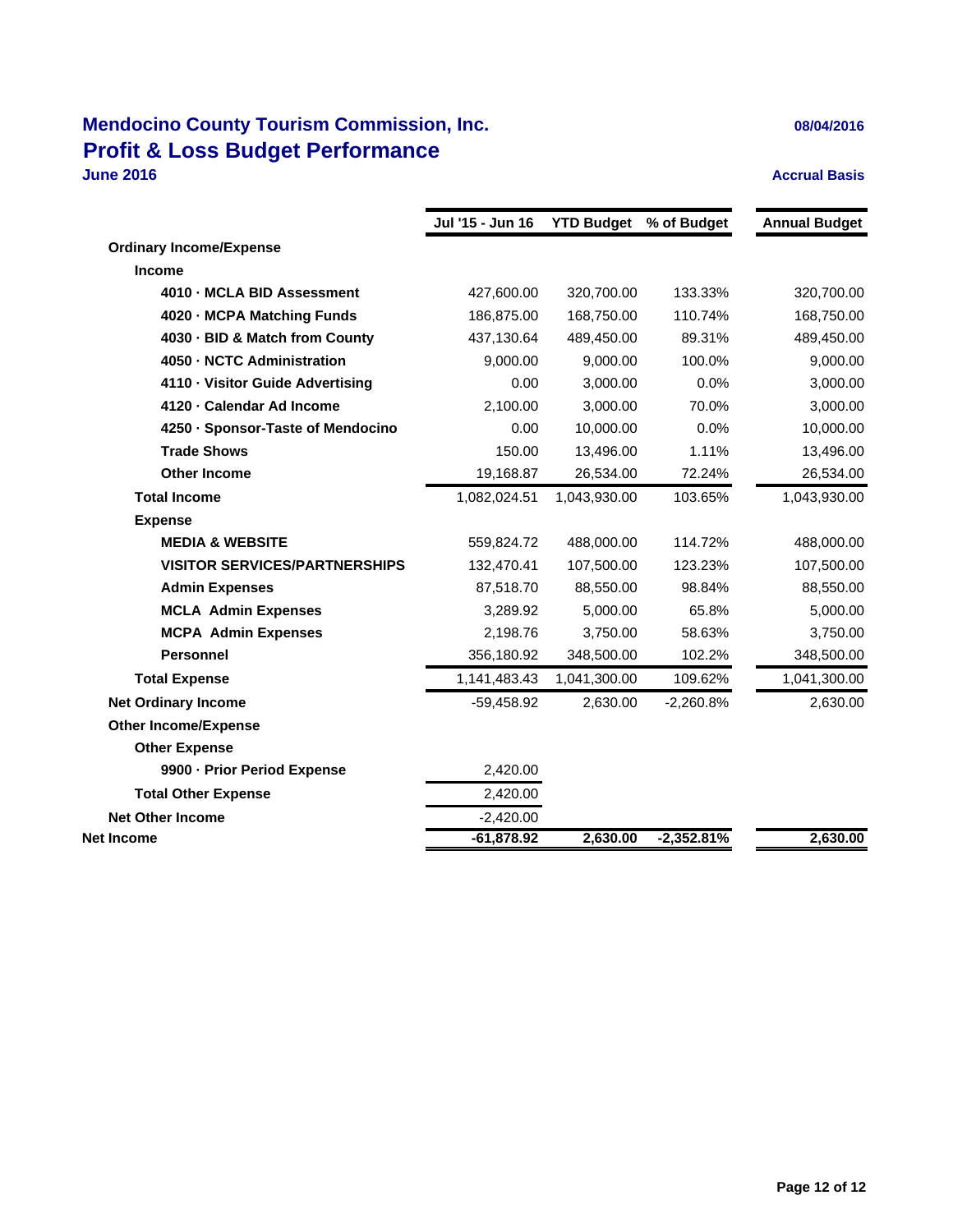# Mendocino County Tourism Commission, Inc.

## Profit & Loss Budget Performance

**June 2016**

08/04/2016

Accrual Basis

| | Jul '15 - Jun 16 | YTD Budget | % of Budget | Annual Budget |
|---|---|---|---|---|
| **Ordinary Income/Expense** | | | | |
| **Income** | | | | |
| **4010 · MCLA BID Assessment** | 427,600.00 | 320,700.00 | 133.33% | 320,700.00 |
| **4020 · MCPA Matching Funds** | 186,875.00 | 168,750.00 | 110.74% | 168,750.00 |
| **4030 · BID & Match from County** | 437,130.64 | 489,450.00 | 89.31% | 489,450.00 |
| **4050 · NCTC Administration** | 9,000.00 | 9,000.00 | 100.0% | 9,000.00 |
| **4110 · Visitor Guide Advertising** | 0.00 | 3,000.00 | 0.0% | 3,000.00 |
| **4120 · Calendar Ad Income** | 2,100.00 | 3,000.00 | 70.0% | 3,000.00 |
| **4250 · Sponsor-Taste of Mendocino** | 0.00 | 10,000.00 | 0.0% | 10,000.00 |
| **Trade Shows** | 150.00 | 13,496.00 | 1.11% | 13,496.00 |
| **Other Income** | 19,168.87 | 26,534.00 | 72.24% | 26,534.00 |
| **Total Income** | 1,082,024.51 | 1,043,930.00 | 103.65% | 1,043,930.00 |
| **Expense** | | | | |
| **MEDIA & WEBSITE** | 559,824.72 | 488,000.00 | 114.72% | 488,000.00 |
| **VISITOR SERVICES/PARTNERSHIPS** | 132,470.41 | 107,500.00 | 123.23% | 107,500.00 |
| **Admin Expenses** | 87,518.70 | 88,550.00 | 98.84% | 88,550.00 |
| **MCLA Admin Expenses** | 3,289.92 | 5,000.00 | 65.8% | 5,000.00 |
| **MCPA Admin Expenses** | 2,198.76 | 3,750.00 | 58.63% | 3,750.00 |
| **Personnel** | 356,180.92 | 348,500.00 | 102.2% | 348,500.00 |
| **Total Expense** | 1,141,483.43 | 1,041,300.00 | 109.62% | 1,041,300.00 |
| **Net Ordinary Income** | -59,458.92 | 2,630.00 | -2,260.8% | 2,630.00 |
| **Other Income/Expense** | | | | |
| **Other Expense** | | | | |
| **9900 · Prior Period Expense** | 2,420.00 | | | |
| **Total Other Expense** | 2,420.00 | | | |
| **Net Other Income** | -2,420.00 | | | |
| **Net Income** | **-61,878.92** | **2,630.00** | **-2,352.81%** | **2,630.00** |